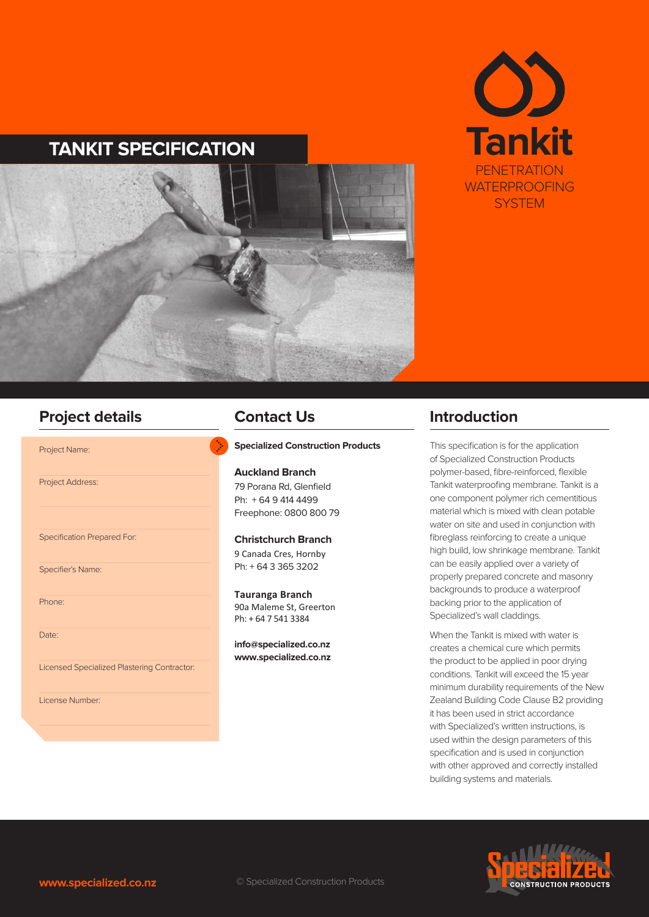# TANKIT SPECIFICATION

Tankit

PENETRATION WATERPROOFING SYSTEM

## Project details

Project Name:

Project Address:

Specification Prepared For:

Specifier's Name:

Phone:

Date:

Licensed Specialized Plastering Contractor:

License Number:

## Contact Us

**Specialized Construction Products**

**Auckland Branch**
79 Porana Rd, Glenfield
Ph: + 64 9 414 4499
Freephone: 0800 800 79

**Christchurch Branch**
9 Canada Cres, Hornby
Ph: + 64 3 365 3202

**Tauranga Branch**
90a Maleme St, Greerton
Ph: + 64 7 541 3384

**info@specialized.co.nz**
**www.specialized.co.nz**

## Introduction

This specification is for the application of Specialized Construction Products polymer-based, fibre-reinforced, flexible Tankit waterproofing membrane. Tankit is a one component polymer rich cementitious material which is mixed with clean potable water on site and used in conjunction with fibreglass reinforcing to create a unique high build, low shrinkage membrane. Tankit can be easily applied over a variety of properly prepared concrete and masonry backgrounds to produce a waterproof backing prior to the application of Specialized's wall claddings.

When the Tankit is mixed with water is creates a chemical cure which permits the product to be applied in poor drying conditions. Tankit will exceed the 15 year minimum durability requirements of the New Zealand Building Code Clause B2 providing it has been used in strict accordance with Specialized's written instructions, is used within the design parameters of this specification and is used in conjunction with other approved and correctly installed building systems and materials.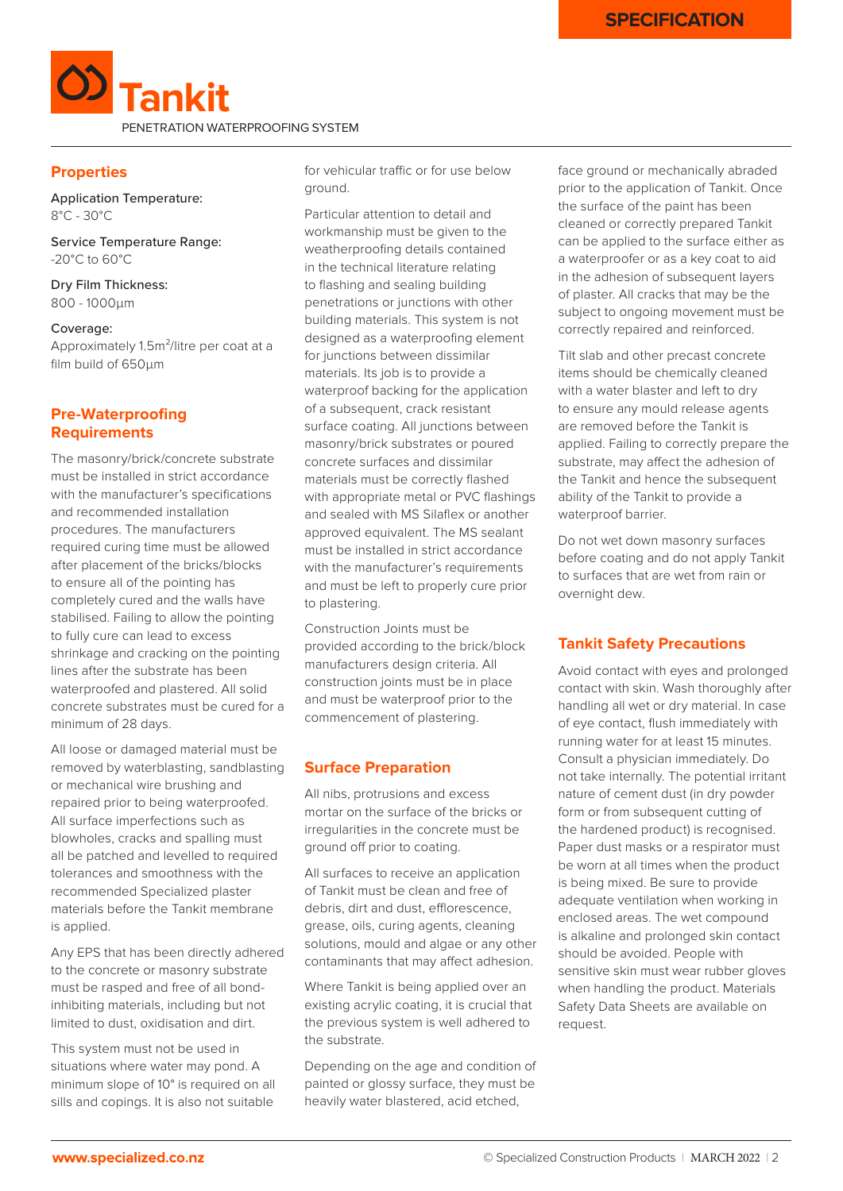# Tankit

PENETRATION WATERPROOFING SYSTEM

## Properties

Application Temperature:
8°C - 30°C

Service Temperature Range:
-20°C to 60°C

Dry Film Thickness:
800 - 1000µm

Coverage:
Approximately 1.5m²/litre per coat at a film build of 650µm

## Pre-Waterproofing Requirements

The masonry/brick/concrete substrate must be installed in strict accordance with the manufacturer's specifications and recommended installation procedures. The manufacturers required curing time must be allowed after placement of the bricks/blocks to ensure all of the pointing has completely cured and the walls have stabilised. Failing to allow the pointing to fully cure can lead to excess shrinkage and cracking on the pointing lines after the substrate has been waterproofed and plastered. All solid concrete substrates must be cured for a minimum of 28 days.

All loose or damaged material must be removed by waterblasting, sandblasting or mechanical wire brushing and repaired prior to being waterproofed. All surface imperfections such as blowholes, cracks and spalling must all be patched and levelled to required tolerances and smoothness with the recommended Specialized plaster materials before the Tankit membrane is applied.

Any EPS that has been directly adhered to the concrete or masonry substrate must be rasped and free of all bond-inhibiting materials, including but not limited to dust, oxidisation and dirt.

This system must not be used in situations where water may pond. A minimum slope of 10° is required on all sills and copings. It is also not suitable for vehicular traffic or for use below ground.

Particular attention to detail and workmanship must be given to the weatherproofing details contained in the technical literature relating to flashing and sealing building penetrations or junctions with other building materials. This system is not designed as a waterproofing element for junctions between dissimilar materials. Its job is to provide a waterproof backing for the application of a subsequent, crack resistant surface coating. All junctions between masonry/brick substrates or poured concrete surfaces and dissimilar materials must be correctly flashed with appropriate metal or PVC flashings and sealed with MS Silaflex or another approved equivalent. The MS sealant must be installed in strict accordance with the manufacturer's requirements and must be left to properly cure prior to plastering.

Construction Joints must be provided according to the brick/block manufacturers design criteria. All construction joints must be in place and must be waterproof prior to the commencement of plastering.

## Surface Preparation

All nibs, protrusions and excess mortar on the surface of the bricks or irregularities in the concrete must be ground off prior to coating.

All surfaces to receive an application of Tankit must be clean and free of debris, dirt and dust, efflorescence, grease, oils, curing agents, cleaning solutions, mould and algae or any other contaminants that may affect adhesion.

Where Tankit is being applied over an existing acrylic coating, it is crucial that the previous system is well adhered to the substrate.

Depending on the age and condition of painted or glossy surface, they must be heavily water blastered, acid etched, face ground or mechanically abraded prior to the application of Tankit. Once the surface of the paint has been cleaned or correctly prepared Tankit can be applied to the surface either as a waterproofer or as a key coat to aid in the adhesion of subsequent layers of plaster. All cracks that may be the subject to ongoing movement must be correctly repaired and reinforced.

Tilt slab and other precast concrete items should be chemically cleaned with a water blaster and left to dry to ensure any mould release agents are removed before the Tankit is applied. Failing to correctly prepare the substrate, may affect the adhesion of the Tankit and hence the subsequent ability of the Tankit to provide a waterproof barrier.

Do not wet down masonry surfaces before coating and do not apply Tankit to surfaces that are wet from rain or overnight dew.

## Tankit Safety Precautions

Avoid contact with eyes and prolonged contact with skin. Wash thoroughly after handling all wet or dry material. In case of eye contact, flush immediately with running water for at least 15 minutes. Consult a physician immediately. Do not take internally. The potential irritant nature of cement dust (in dry powder form or from subsequent cutting of the hardened product) is recognised. Paper dust masks or a respirator must be worn at all times when the product is being mixed. Be sure to provide adequate ventilation when working in enclosed areas. The wet compound is alkaline and prolonged skin contact should be avoided. People with sensitive skin must wear rubber gloves when handling the product. Materials Safety Data Sheets are available on request.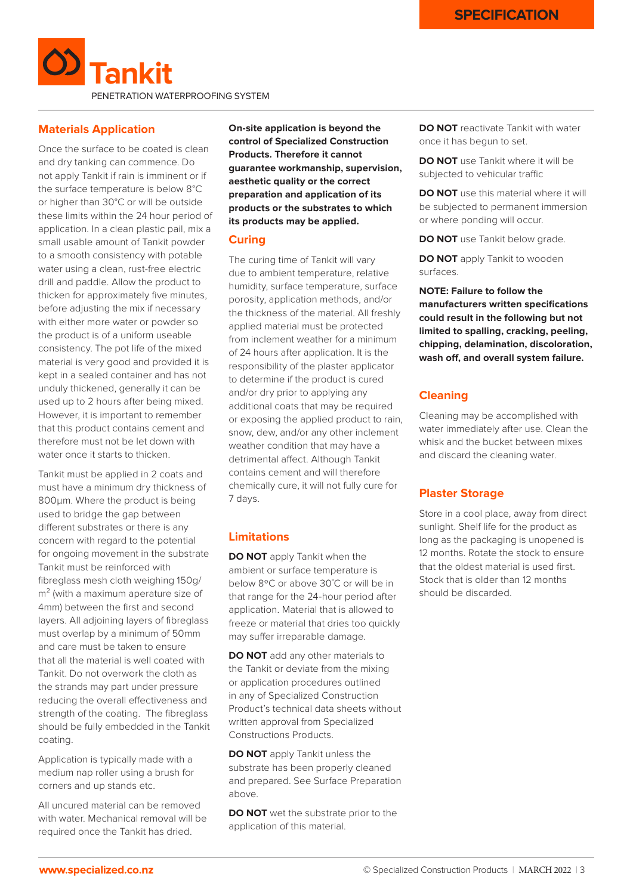## Materials Application

Once the surface to be coated is clean and dry tanking can commence. Do not apply Tankit if rain is imminent or if the surface temperature is below 8°C or higher than 30°C or will be outside these limits within the 24 hour period of application. In a clean plastic pail, mix a small usable amount of Tankit powder to a smooth consistency with potable water using a clean, rust-free electric drill and paddle. Allow the product to thicken for approximately five minutes, before adjusting the mix if necessary with either more water or powder so the product is of a uniform useable consistency. The pot life of the mixed material is very good and provided it is kept in a sealed container and has not unduly thickened, generally it can be used up to 2 hours after being mixed. However, it is important to remember that this product contains cement and therefore must not be let down with water once it starts to thicken.

Tankit must be applied in 2 coats and must have a minimum dry thickness of 800µm. Where the product is being used to bridge the gap between different substrates or there is any concern with regard to the potential for ongoing movement in the substrate Tankit must be reinforced with fibreglass mesh cloth weighing 150g/m$^2$ (with a maximum aperature size of 4mm) between the first and second layers. All adjoining layers of fibreglass must overlap by a minimum of 50mm and care must be taken to ensure that all the material is well coated with Tankit. Do not overwork the cloth as the strands may part under pressure reducing the overall effectiveness and strength of the coating. The fibreglass should be fully embedded in the Tankit coating.

Application is typically made with a medium nap roller using a brush for corners and up stands etc.

All uncured material can be removed with water. Mechanical removal will be required once the Tankit has dried.

**On-site application is beyond the control of Specialized Construction Products. Therefore it cannot guarantee workmanship, supervision, aesthetic quality or the correct preparation and application of its products or the substrates to which its products may be applied.**

## Curing

The curing time of Tankit will vary due to ambient temperature, relative humidity, surface temperature, surface porosity, application methods, and/or the thickness of the material. All freshly applied material must be protected from inclement weather for a minimum of 24 hours after application. It is the responsibility of the plaster applicator to determine if the product is cured and/or dry prior to applying any additional coats that may be required or exposing the applied product to rain, snow, dew, and/or any other inclement weather condition that may have a detrimental affect. Although Tankit contains cement and will therefore chemically cure, it will not fully cure for 7 days.

## Limitations

**DO NOT** apply Tankit when the ambient or surface temperature is below 8ºC or above 30˚C or will be in that range for the 24-hour period after application. Material that is allowed to freeze or material that dries too quickly may suffer irreparable damage.

**DO NOT** add any other materials to the Tankit or deviate from the mixing or application procedures outlined in any of Specialized Construction Product's technical data sheets without written approval from Specialized Constructions Products.

**DO NOT** apply Tankit unless the substrate has been properly cleaned and prepared. See Surface Preparation above.

**DO NOT** wet the substrate prior to the application of this material.

**DO NOT** reactivate Tankit with water once it has begun to set.

**DO NOT** use Tankit where it will be subjected to vehicular traffic

**DO NOT** use this material where it will be subjected to permanent immersion or where ponding will occur.

**DO NOT** use Tankit below grade.

**DO NOT** apply Tankit to wooden surfaces.

**NOTE: Failure to follow the manufacturers written specifications could result in the following but not limited to spalling, cracking, peeling, chipping, delamination, discoloration, wash off, and overall system failure.**

## Cleaning

Cleaning may be accomplished with water immediately after use. Clean the whisk and the bucket between mixes and discard the cleaning water.

## Plaster Storage

Store in a cool place, away from direct sunlight. Shelf life for the product as long as the packaging is unopened is 12 months. Rotate the stock to ensure that the oldest material is used first. Stock that is older than 12 months should be discarded.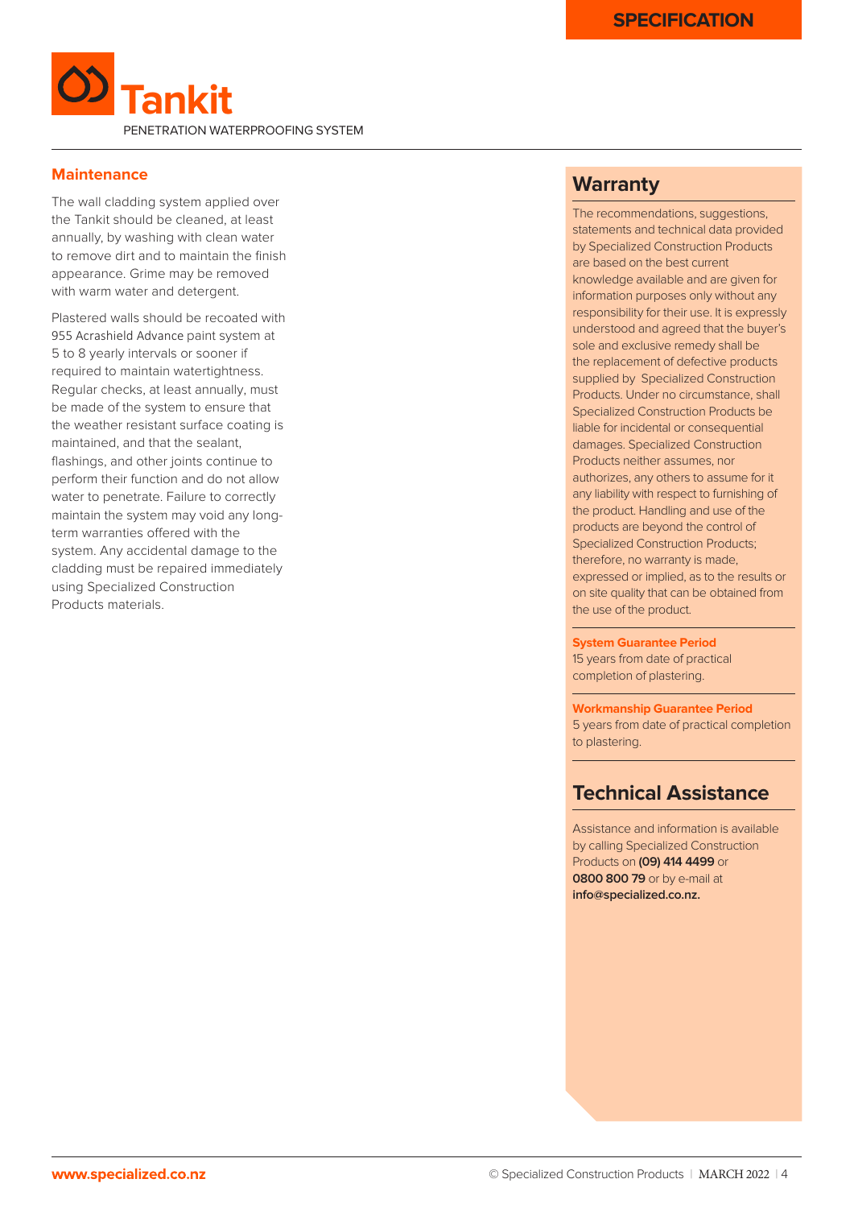## Maintenance

The wall cladding system applied over the Tankit should be cleaned, at least annually, by washing with clean water to remove dirt and to maintain the finish appearance. Grime may be removed with warm water and detergent.

Plastered walls should be recoated with 955 Acrashield Advance paint system at 5 to 8 yearly intervals or sooner if required to maintain watertightness. Regular checks, at least annually, must be made of the system to ensure that the weather resistant surface coating is maintained, and that the sealant, flashings, and other joints continue to perform their function and do not allow water to penetrate. Failure to correctly maintain the system may void any long-term warranties offered with the system. Any accidental damage to the cladding must be repaired immediately using Specialized Construction Products materials.

## Warranty

The recommendations, suggestions, statements and technical data provided by Specialized Construction Products are based on the best current knowledge available and are given for information purposes only without any responsibility for their use. It is expressly understood and agreed that the buyer's sole and exclusive remedy shall be the replacement of defective products supplied by Specialized Construction Products. Under no circumstance, shall Specialized Construction Products be liable for incidental or consequential damages. Specialized Construction Products neither assumes, nor authorizes, any others to assume for it any liability with respect to furnishing of the product. Handling and use of the products are beyond the control of Specialized Construction Products; therefore, no warranty is made, expressed or implied, as to the results or on site quality that can be obtained from the use of the product.

**System Guarantee Period**
15 years from date of practical completion of plastering.

**Workmanship Guarantee Period**
5 years from date of practical completion to plastering.

## Technical Assistance

Assistance and information is available by calling Specialized Construction Products on **(09) 414 4499** or **0800 800 79** or by e-mail at **info@specialized.co.nz.**